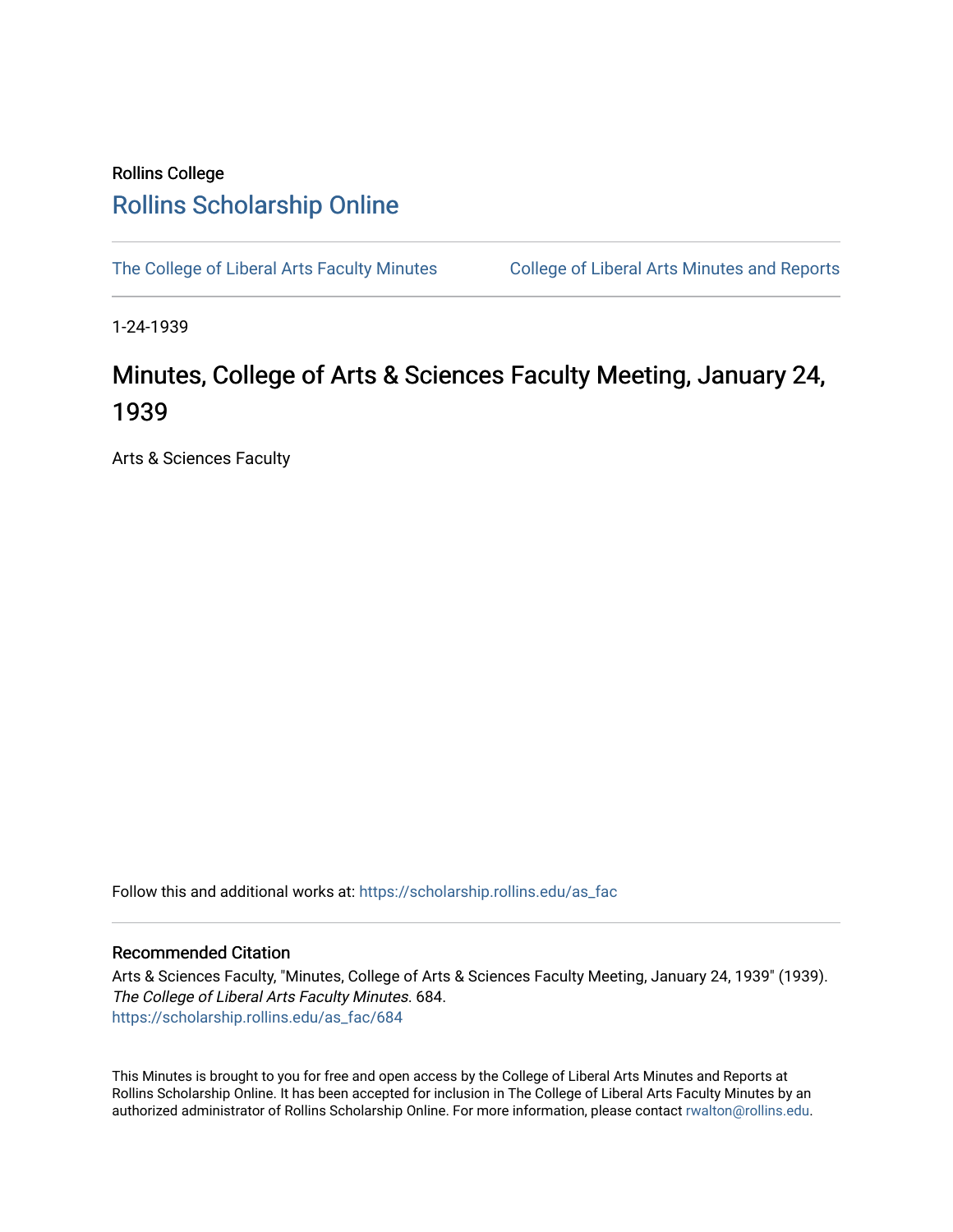Rollins College

# Rollins Scholarship Online

The College of Liberal Arts Faculty Minutes | College of Liberal Arts Minutes and Reports

1-24-1939

## Minutes, College of Arts & Sciences Faculty Meeting, January 24, 1939

Arts & Sciences Faculty

Follow this and additional works at: https://scholarship.rollins.edu/as_fac

### Recommended Citation

Arts & Sciences Faculty, "Minutes, College of Arts & Sciences Faculty Meeting, January 24, 1939" (1939). *The College of Liberal Arts Faculty Minutes*. 684.
https://scholarship.rollins.edu/as_fac/684

This Minutes is brought to you for free and open access by the College of Liberal Arts Minutes and Reports at Rollins Scholarship Online. It has been accepted for inclusion in The College of Liberal Arts Faculty Minutes by an authorized administrator of Rollins Scholarship Online. For more information, please contact rwalton@rollins.edu.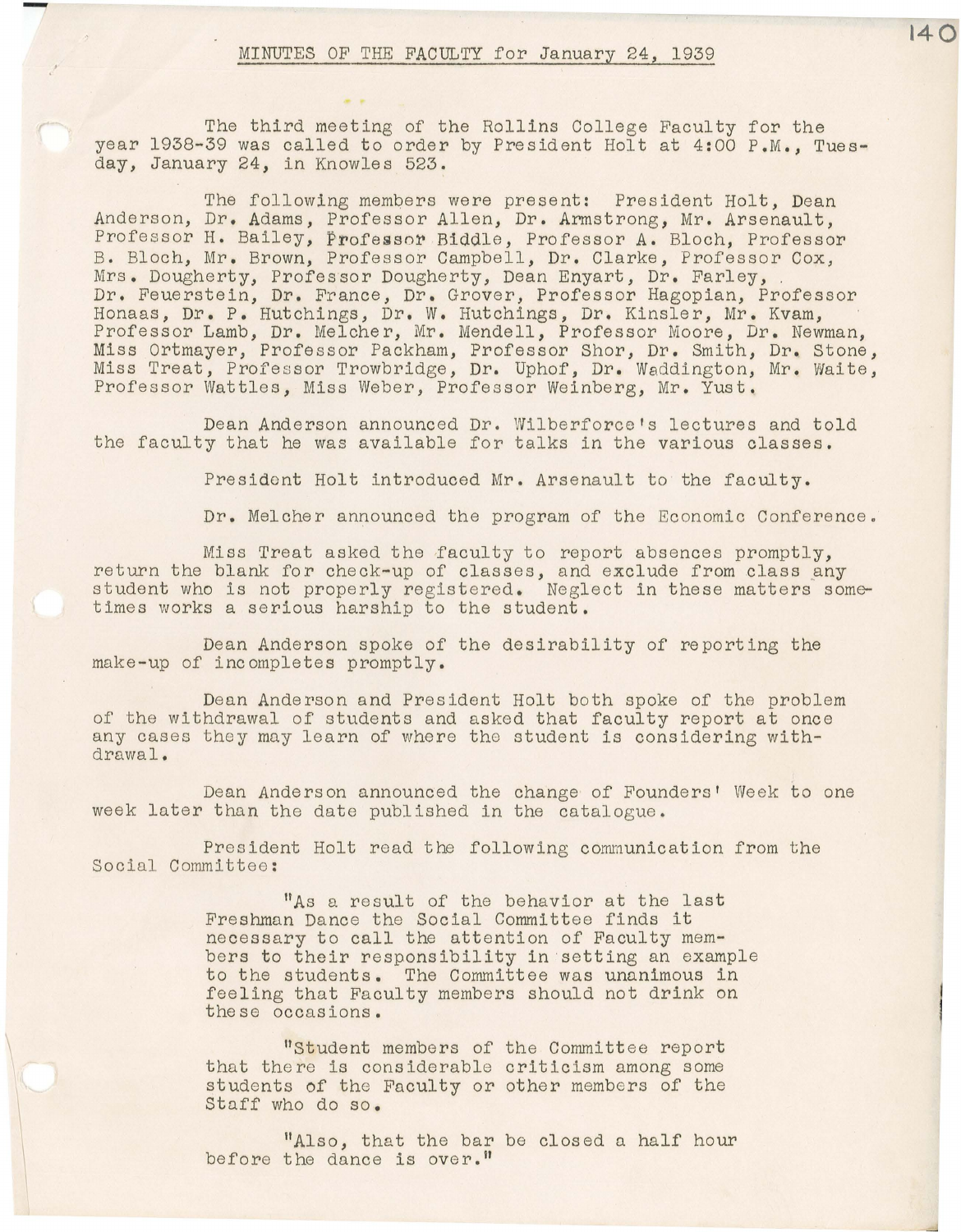# MINUTES OF THE FACULTY for January 24, 1939

The third meeting of the Rollins College Faculty for the year 1938-39 was called to order by President Holt at 4:00 P.M., Tuesday, January 24, in Knowles 523.

The following members were present: President Holt, Dean Anderson, Dr. Adams, Professor Allen, Dr. Armstrong, Mr. Arsenault, Professor H. Bailey, Professor Biddle, Professor A. Bloch, Professor B. Bloch, Mr. Brown, Professor Campbell, Dr. Clarke, Professor Cox, Mrs. Dougherty, Professor Dougherty, Dean Enyart, Dr. Farley, Dr. Feuerstein, Dr. France, Dr. Grover, Professor Hagopian, Professor Honaas, Dr. P. Hutchings, Dr. W. Hutchings, Dr. Kinsler, Mr. Kvam, Professor Lamb, Dr. Melcher, Mr. Mendell, Professor Moore, Dr. Newman, Miss Ortmayer, Professor Packham, Professor Shor, Dr. Smith, Dr. Stone, Miss Treat, Professor Trowbridge, Dr. Uphof, Dr. Waddington, Mr. Waite, Professor Wattles, Miss Weber, Professor Weinberg, Mr. Yust.

Dean Anderson announced Dr. Wilberforce's lectures and told the faculty that he was available for talks in the various classes.

President Holt introduced Mr. Arsenault to the faculty.

Dr. Melcher announced the program of the Economic Conference.

Miss Treat asked the faculty to report absences promptly, return the blank for check-up of classes, and exclude from class any student who is not properly registered. Neglect in these matters sometimes works a serious harship to the student.

Dean Anderson spoke of the desirability of reporting the make-up of incompletes promptly.

Dean Anderson and President Holt both spoke of the problem of the withdrawal of students and asked that faculty report at once any cases they may learn of where the student is considering withdrawal.

Dean Anderson announced the change of Founders' Week to one week later than the date published in the catalogue.

President Holt read the following communication from the Social Committee:

> "As a result of the behavior at the last Freshman Dance the Social Committee finds it necessary to call the attention of Faculty members to their responsibility in setting an example to the students. The Committee was unanimous in feeling that Faculty members should not drink on these occasions.
>
> "Student members of the Committee report that there is considerable criticism among some students of the Faculty or other members of the Staff who do so.
>
> "Also, that the bar be closed a half hour before the dance is over."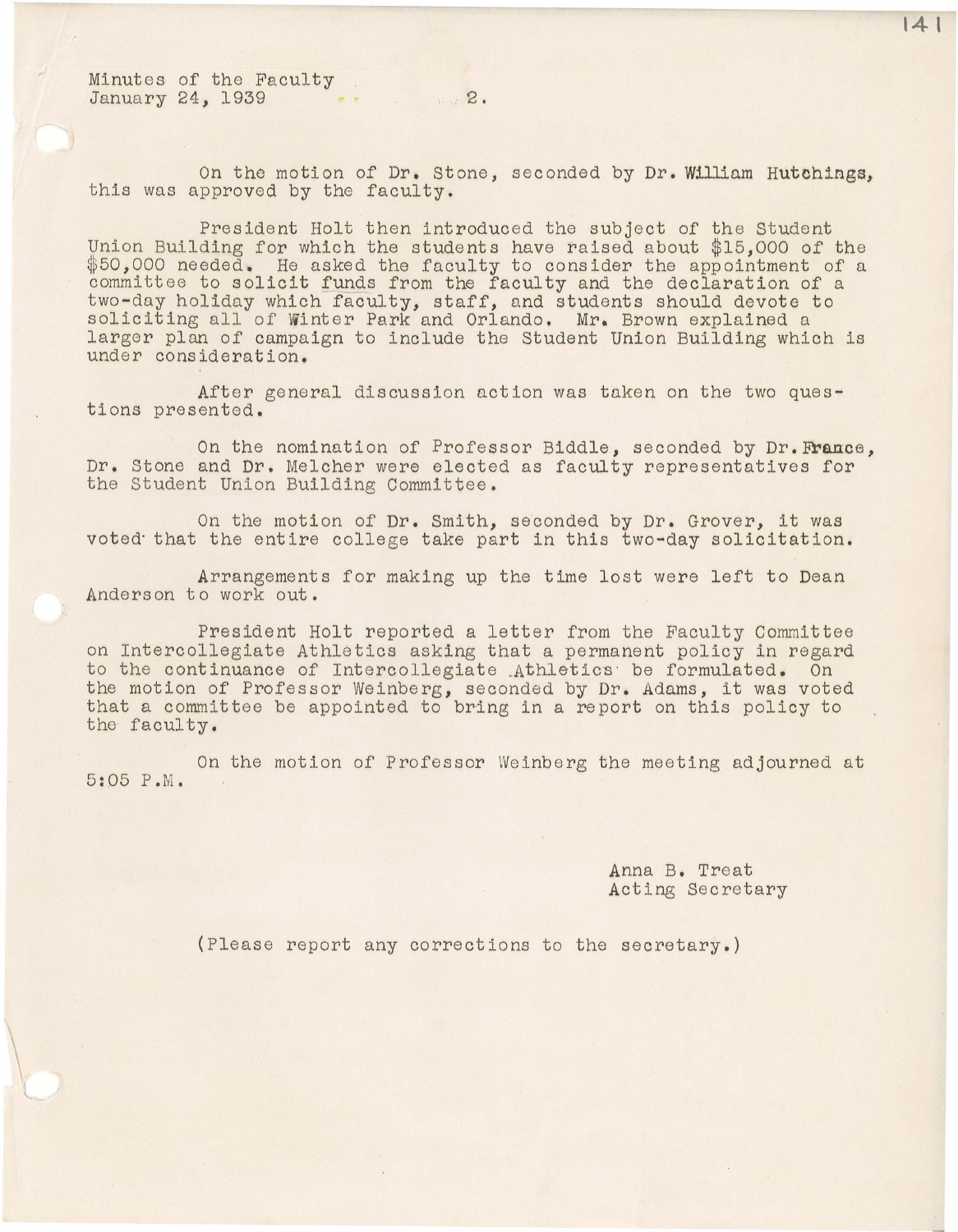On the motion of Dr. Stone, seconded by Dr. William Hutchings, this was approved by the faculty.

President Holt then introduced the subject of the Student Union Building for which the students have raised about $15,000 of the $50,000 needed. He asked the faculty to consider the appointment of a committee to solicit funds from the faculty and the declaration of a two-day holiday which faculty, staff, and students should devote to soliciting all of Winter Park and Orlando. Mr. Brown explained a larger plan of campaign to include the Student Union Building which is under consideration.

After general discussion action was taken on the two questions presented.

On the nomination of Professor Biddle, seconded by Dr. France, Dr. Stone and Dr. Melcher were elected as faculty representatives for the Student Union Building Committee.

On the motion of Dr. Smith, seconded by Dr. Grover, it was voted that the entire college take part in this two-day solicitation.

Arrangements for making up the time lost were left to Dean Anderson to work out.

President Holt reported a letter from the Faculty Committee on Intercollegiate Athletics asking that a permanent policy in regard to the continuance of Intercollegiate Athletics be formulated. On the motion of Professor Weinberg, seconded by Dr. Adams, it was voted that a committee be appointed to bring in a report on this policy to the faculty.

On the motion of Professor Weinberg the meeting adjourned at 5:05 P.M.

Anna B. Treat
Acting Secretary

(Please report any corrections to the secretary.)